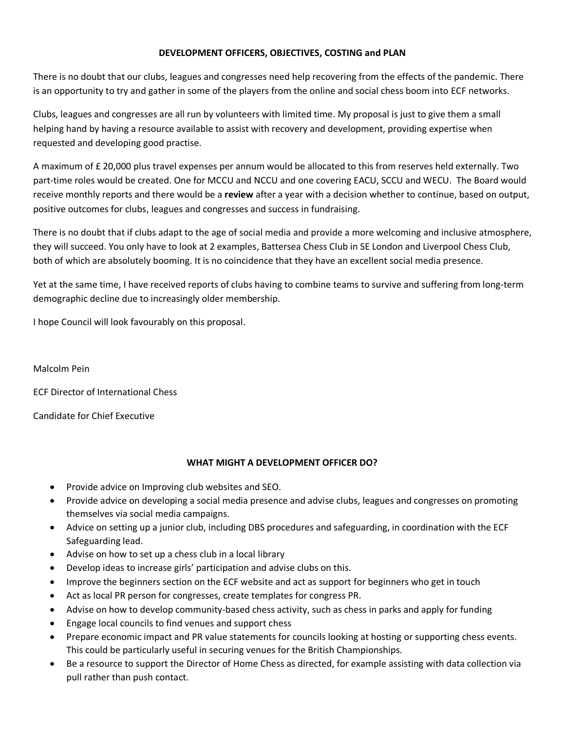## DEVELOPMENT OFFICERS, OBJECTIVES, COSTING and PLAN

There is no doubt that our clubs, leagues and congresses need help recovering from the effects of the pandemic. There is an opportunity to try and gather in some of the players from the online and social chess boom into ECF networks.

Clubs, leagues and congresses are all run by volunteers with limited time. My proposal is just to give them a small helping hand by having a resource available to assist with recovery and development, providing expertise when requested and developing good practise.

A maximum of £ 20,000 plus travel expenses per annum would be allocated to this from reserves held externally. Two part-time roles would be created. One for MCCU and NCCU and one covering EACU, SCCU and WECU. The Board would receive monthly reports and there would be a **review** after a year with a decision whether to continue, based on output, positive outcomes for clubs, leagues and congresses and success in fundraising.

There is no doubt that if clubs adapt to the age of social media and provide a more welcoming and inclusive atmosphere, they will succeed. You only have to look at 2 examples, Battersea Chess Club in SE London and Liverpool Chess Club, both of which are absolutely booming. It is no coincidence that they have an excellent social media presence.

Yet at the same time, I have received reports of clubs having to combine teams to survive and suffering from long-term demographic decline due to increasingly older membership.

I hope Council will look favourably on this proposal.

Malcolm Pein

ECF Director of International Chess

Candidate for Chief Executive

## WHAT MIGHT A DEVELOPMENT OFFICER DO?

- Provide advice on Improving club websites and SEO.
- Provide advice on developing a social media presence and advise clubs, leagues and congresses on promoting themselves via social media campaigns.
- Advice on setting up a junior club, including DBS procedures and safeguarding, in coordination with the ECF Safeguarding lead.
- Advise on how to set up a chess club in a local library
- Develop ideas to increase girls' participation and advise clubs on this.
- Improve the beginners section on the ECF website and act as support for beginners who get in touch
- Act as local PR person for congresses, create templates for congress PR.
- Advise on how to develop community-based chess activity, such as chess in parks and apply for funding
- Engage local councils to find venues and support chess
- Prepare economic impact and PR value statements for councils looking at hosting or supporting chess events. This could be particularly useful in securing venues for the British Championships.
- Be a resource to support the Director of Home Chess as directed, for example assisting with data collection via pull rather than push contact.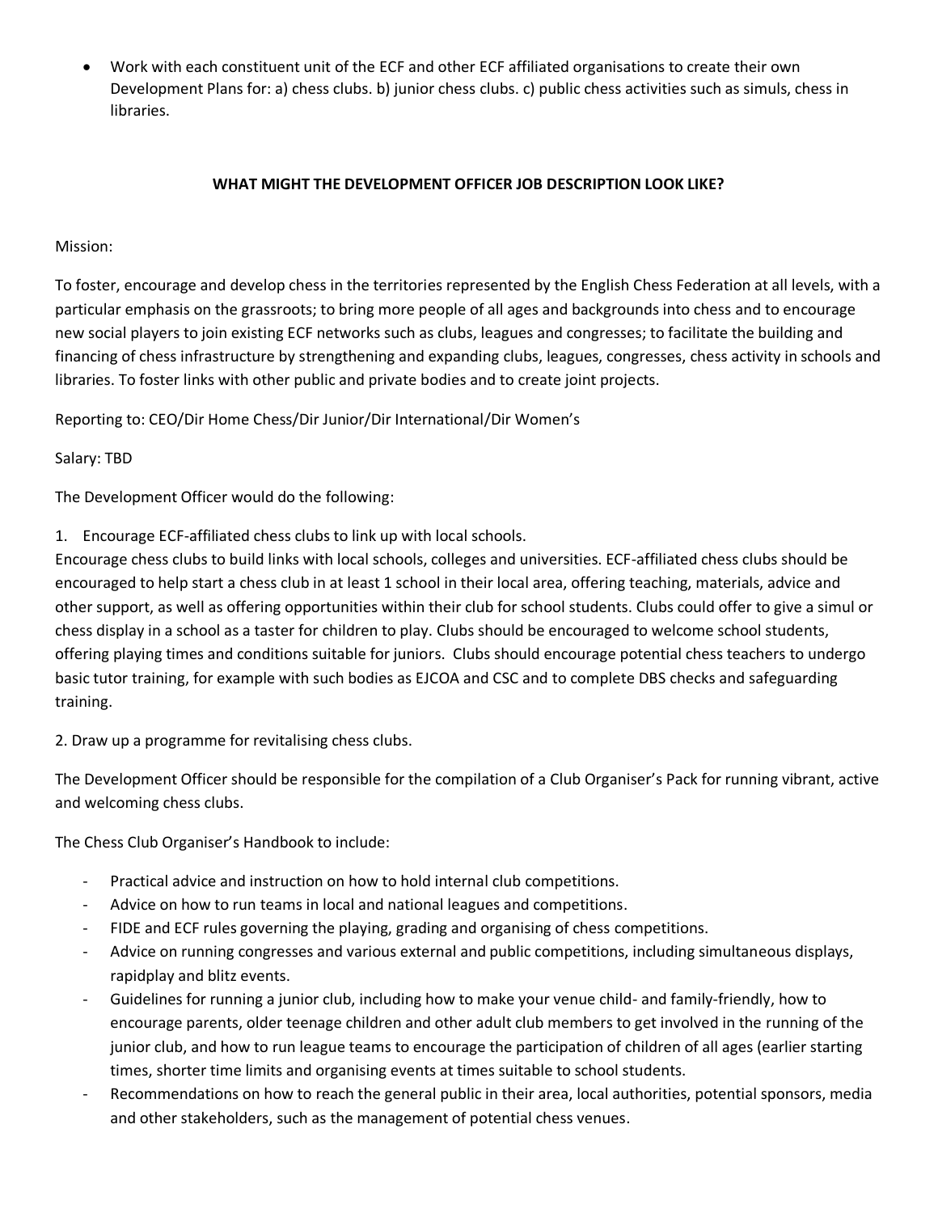- Work with each constituent unit of the ECF and other ECF affiliated organisations to create their own Development Plans for: a) chess clubs. b) junior chess clubs. c) public chess activities such as simuls, chess in libraries.

## WHAT MIGHT THE DEVELOPMENT OFFICER JOB DESCRIPTION LOOK LIKE?

Mission:

To foster, encourage and develop chess in the territories represented by the English Chess Federation at all levels, with a particular emphasis on the grassroots; to bring more people of all ages and backgrounds into chess and to encourage new social players to join existing ECF networks such as clubs, leagues and congresses; to facilitate the building and financing of chess infrastructure by strengthening and expanding clubs, leagues, congresses, chess activity in schools and libraries. To foster links with other public and private bodies and to create joint projects.

Reporting to: CEO/Dir Home Chess/Dir Junior/Dir International/Dir Women's

Salary: TBD

The Development Officer would do the following:

1. Encourage ECF-affiliated chess clubs to link up with local schools.

Encourage chess clubs to build links with local schools, colleges and universities. ECF-affiliated chess clubs should be encouraged to help start a chess club in at least 1 school in their local area, offering teaching, materials, advice and other support, as well as offering opportunities within their club for school students. Clubs could offer to give a simul or chess display in a school as a taster for children to play. Clubs should be encouraged to welcome school students, offering playing times and conditions suitable for juniors. Clubs should encourage potential chess teachers to undergo basic tutor training, for example with such bodies as EJCOA and CSC and to complete DBS checks and safeguarding training.

2. Draw up a programme for revitalising chess clubs.

The Development Officer should be responsible for the compilation of a Club Organiser's Pack for running vibrant, active and welcoming chess clubs.

The Chess Club Organiser's Handbook to include:

- Practical advice and instruction on how to hold internal club competitions.
- Advice on how to run teams in local and national leagues and competitions.
- FIDE and ECF rules governing the playing, grading and organising of chess competitions.
- Advice on running congresses and various external and public competitions, including simultaneous displays, rapidplay and blitz events.
- Guidelines for running a junior club, including how to make your venue child- and family-friendly, how to encourage parents, older teenage children and other adult club members to get involved in the running of the junior club, and how to run league teams to encourage the participation of children of all ages (earlier starting times, shorter time limits and organising events at times suitable to school students.
- Recommendations on how to reach the general public in their area, local authorities, potential sponsors, media and other stakeholders, such as the management of potential chess venues.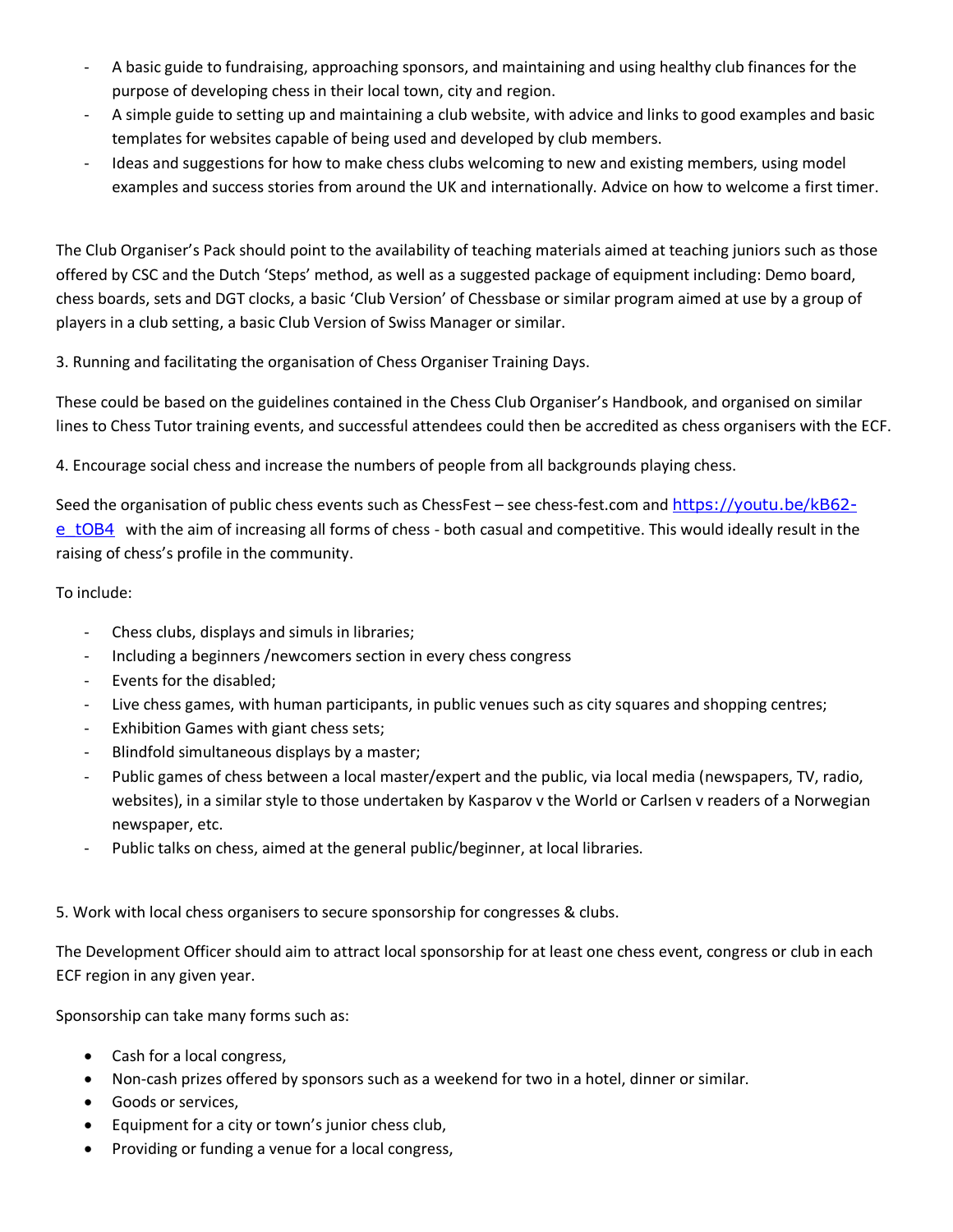- A basic guide to fundraising, approaching sponsors, and maintaining and using healthy club finances for the purpose of developing chess in their local town, city and region.
- A simple guide to setting up and maintaining a club website, with advice and links to good examples and basic templates for websites capable of being used and developed by club members.
- Ideas and suggestions for how to make chess clubs welcoming to new and existing members, using model examples and success stories from around the UK and internationally. Advice on how to welcome a first timer.

The Club Organiser's Pack should point to the availability of teaching materials aimed at teaching juniors such as those offered by CSC and the Dutch 'Steps' method, as well as a suggested package of equipment including: Demo board, chess boards, sets and DGT clocks, a basic 'Club Version' of Chessbase or similar program aimed at use by a group of players in a club setting, a basic Club Version of Swiss Manager or similar.

3. Running and facilitating the organisation of Chess Organiser Training Days.

These could be based on the guidelines contained in the Chess Club Organiser's Handbook, and organised on similar lines to Chess Tutor training events, and successful attendees could then be accredited as chess organisers with the ECF.

4. Encourage social chess and increase the numbers of people from all backgrounds playing chess.

Seed the organisation of public chess events such as ChessFest – see chess-fest.com and https://youtu.be/kB62-e_tOB4 with the aim of increasing all forms of chess - both casual and competitive. This would ideally result in the raising of chess's profile in the community.

To include:

- Chess clubs, displays and simuls in libraries;
- Including a beginners /newcomers section in every chess congress
- Events for the disabled;
- Live chess games, with human participants, in public venues such as city squares and shopping centres;
- Exhibition Games with giant chess sets;
- Blindfold simultaneous displays by a master;
- Public games of chess between a local master/expert and the public, via local media (newspapers, TV, radio, websites), in a similar style to those undertaken by Kasparov v the World or Carlsen v readers of a Norwegian newspaper, etc.
- Public talks on chess, aimed at the general public/beginner, at local libraries.

5. Work with local chess organisers to secure sponsorship for congresses & clubs.

The Development Officer should aim to attract local sponsorship for at least one chess event, congress or club in each ECF region in any given year.

Sponsorship can take many forms such as:

- Cash for a local congress,
- Non-cash prizes offered by sponsors such as a weekend for two in a hotel, dinner or similar.
- Goods or services,
- Equipment for a city or town's junior chess club,
- Providing or funding a venue for a local congress,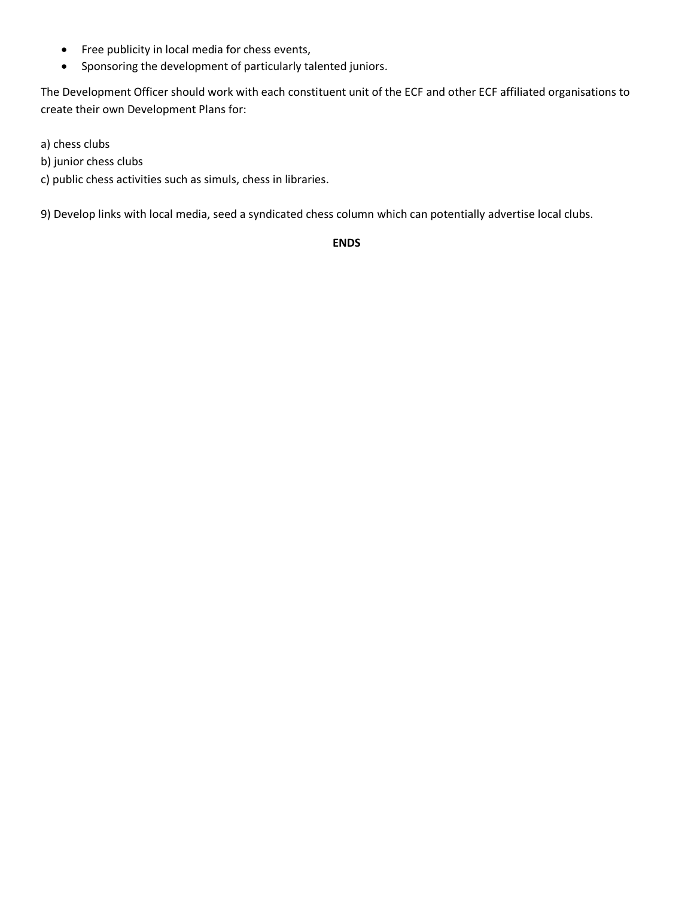- Free publicity in local media for chess events,
- Sponsoring the development of particularly talented juniors.

The Development Officer should work with each constituent unit of the ECF and other ECF affiliated organisations to create their own Development Plans for:

a) chess clubs
b) junior chess clubs
c) public chess activities such as simuls, chess in libraries.

9) Develop links with local media, seed a syndicated chess column which can potentially advertise local clubs.

**ENDS**